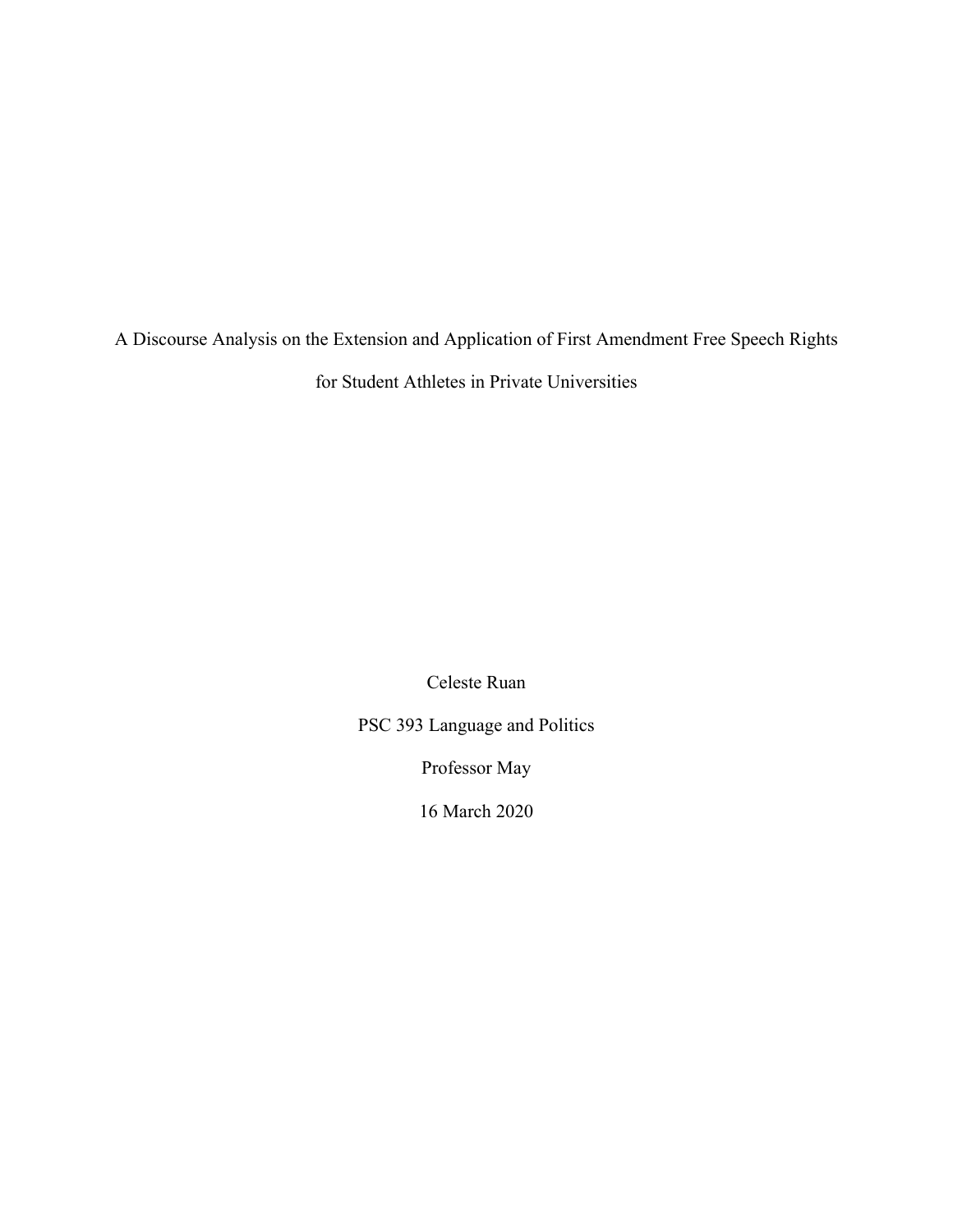# A Discourse Analysis on the Extension and Application of First Amendment Free Speech Rights for Student Athletes in Private Universities

Celeste Ruan

PSC 393 Language and Politics

Professor May

16 March 2020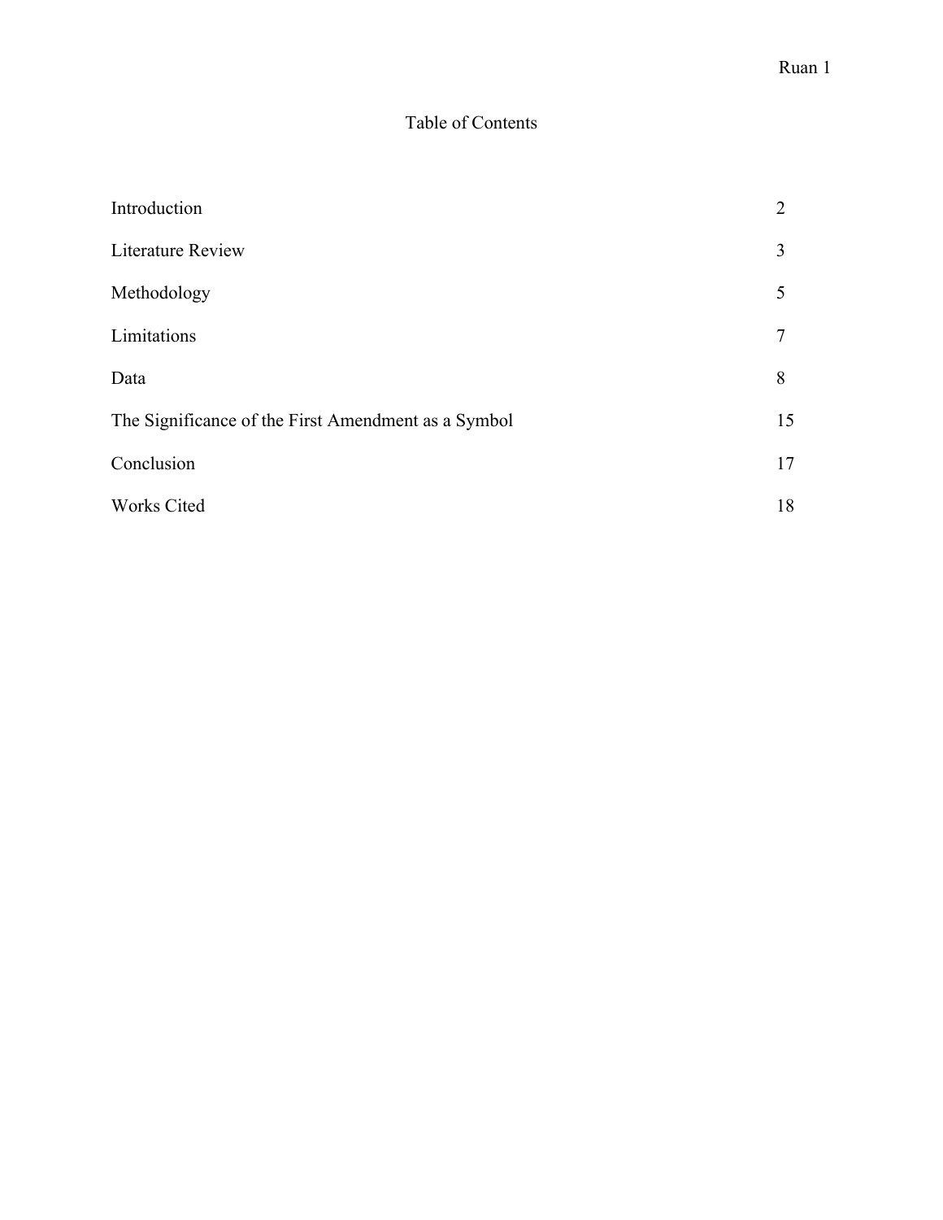# Table of Contents

| | |
|---|---|
| Introduction | 2 |
| Literature Review | 3 |
| Methodology | 5 |
| Limitations | 7 |
| Data | 8 |
| The Significance of the First Amendment as a Symbol | 15 |
| Conclusion | 17 |
| Works Cited | 18 |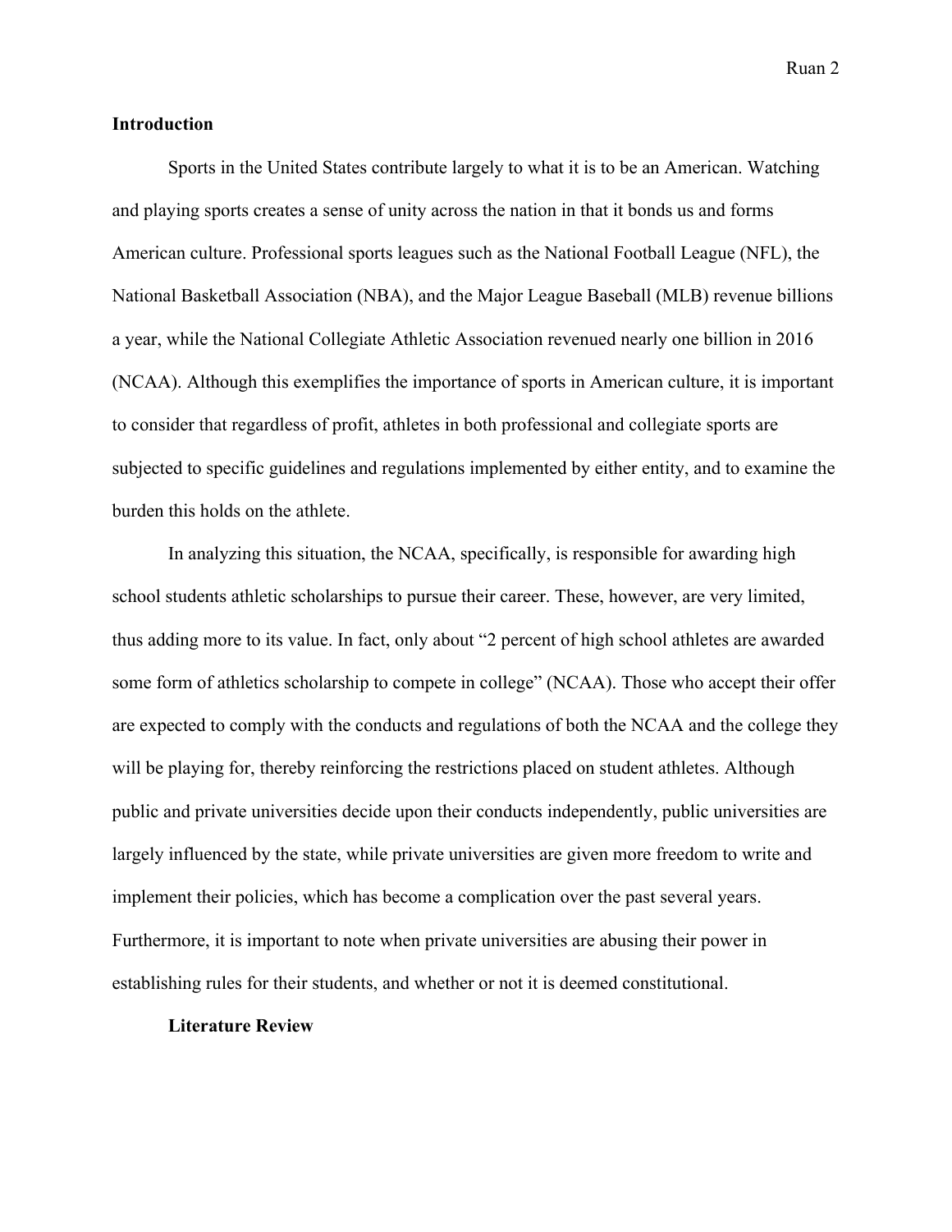## Introduction

Sports in the United States contribute largely to what it is to be an American. Watching and playing sports creates a sense of unity across the nation in that it bonds us and forms American culture. Professional sports leagues such as the National Football League (NFL), the National Basketball Association (NBA), and the Major League Baseball (MLB) revenue billions a year, while the National Collegiate Athletic Association revenued nearly one billion in 2016 (NCAA). Although this exemplifies the importance of sports in American culture, it is important to consider that regardless of profit, athletes in both professional and collegiate sports are subjected to specific guidelines and regulations implemented by either entity, and to examine the burden this holds on the athlete.

In analyzing this situation, the NCAA, specifically, is responsible for awarding high school students athletic scholarships to pursue their career. These, however, are very limited, thus adding more to its value. In fact, only about "2 percent of high school athletes are awarded some form of athletics scholarship to compete in college" (NCAA). Those who accept their offer are expected to comply with the conducts and regulations of both the NCAA and the college they will be playing for, thereby reinforcing the restrictions placed on student athletes. Although public and private universities decide upon their conducts independently, public universities are largely influenced by the state, while private universities are given more freedom to write and implement their policies, which has become a complication over the past several years. Furthermore, it is important to note when private universities are abusing their power in establishing rules for their students, and whether or not it is deemed constitutional.

### Literature Review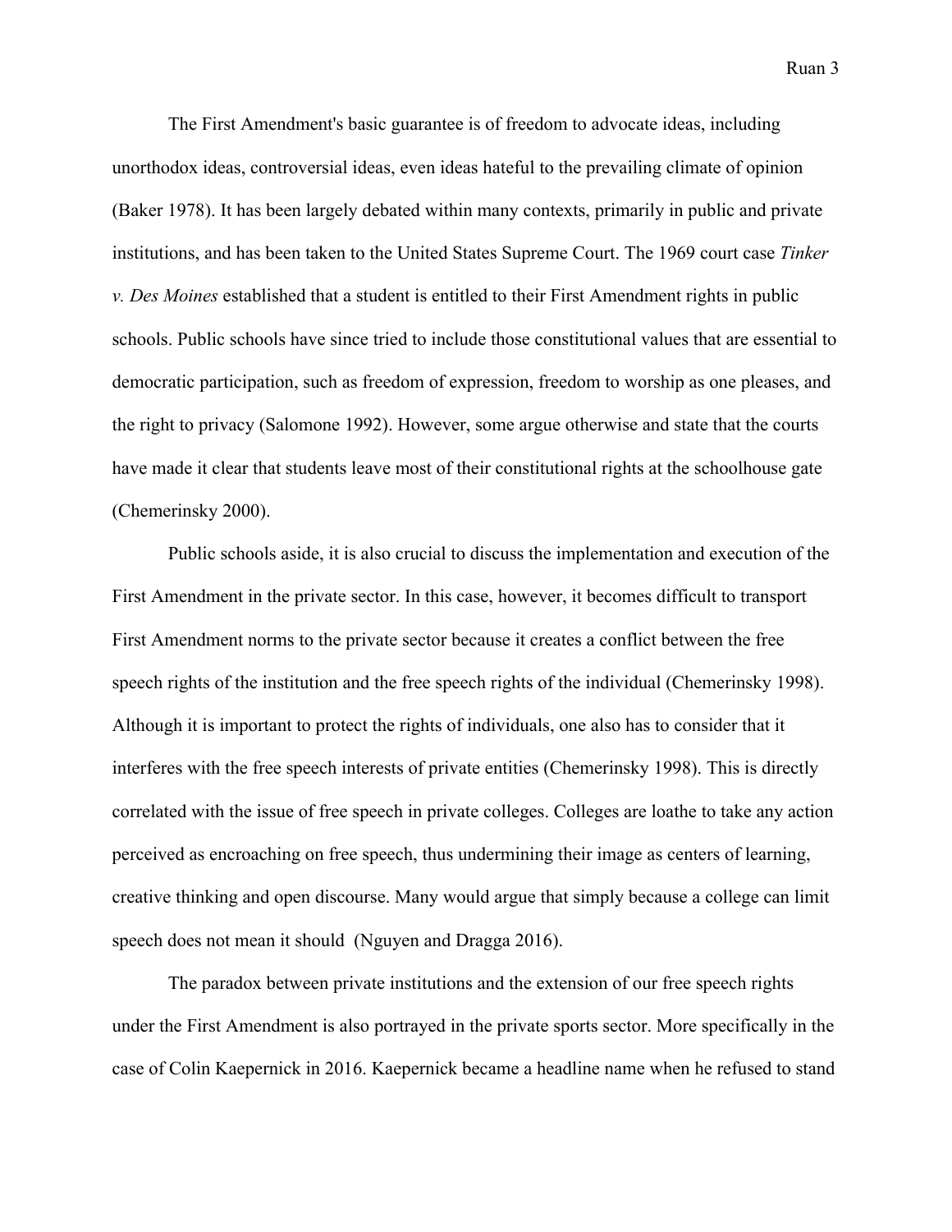The First Amendment's basic guarantee is of freedom to advocate ideas, including unorthodox ideas, controversial ideas, even ideas hateful to the prevailing climate of opinion (Baker 1978). It has been largely debated within many contexts, primarily in public and private institutions, and has been taken to the United States Supreme Court. The 1969 court case *Tinker v. Des Moines* established that a student is entitled to their First Amendment rights in public schools. Public schools have since tried to include those constitutional values that are essential to democratic participation, such as freedom of expression, freedom to worship as one pleases, and the right to privacy (Salomone 1992). However, some argue otherwise and state that the courts have made it clear that students leave most of their constitutional rights at the schoolhouse gate (Chemerinsky 2000).

Public schools aside, it is also crucial to discuss the implementation and execution of the First Amendment in the private sector. In this case, however, it becomes difficult to transport First Amendment norms to the private sector because it creates a conflict between the free speech rights of the institution and the free speech rights of the individual (Chemerinsky 1998). Although it is important to protect the rights of individuals, one also has to consider that it interferes with the free speech interests of private entities (Chemerinsky 1998). This is directly correlated with the issue of free speech in private colleges. Colleges are loathe to take any action perceived as encroaching on free speech, thus undermining their image as centers of learning, creative thinking and open discourse. Many would argue that simply because a college can limit speech does not mean it should  (Nguyen and Dragga 2016).

The paradox between private institutions and the extension of our free speech rights under the First Amendment is also portrayed in the private sports sector. More specifically in the case of Colin Kaepernick in 2016. Kaepernick became a headline name when he refused to stand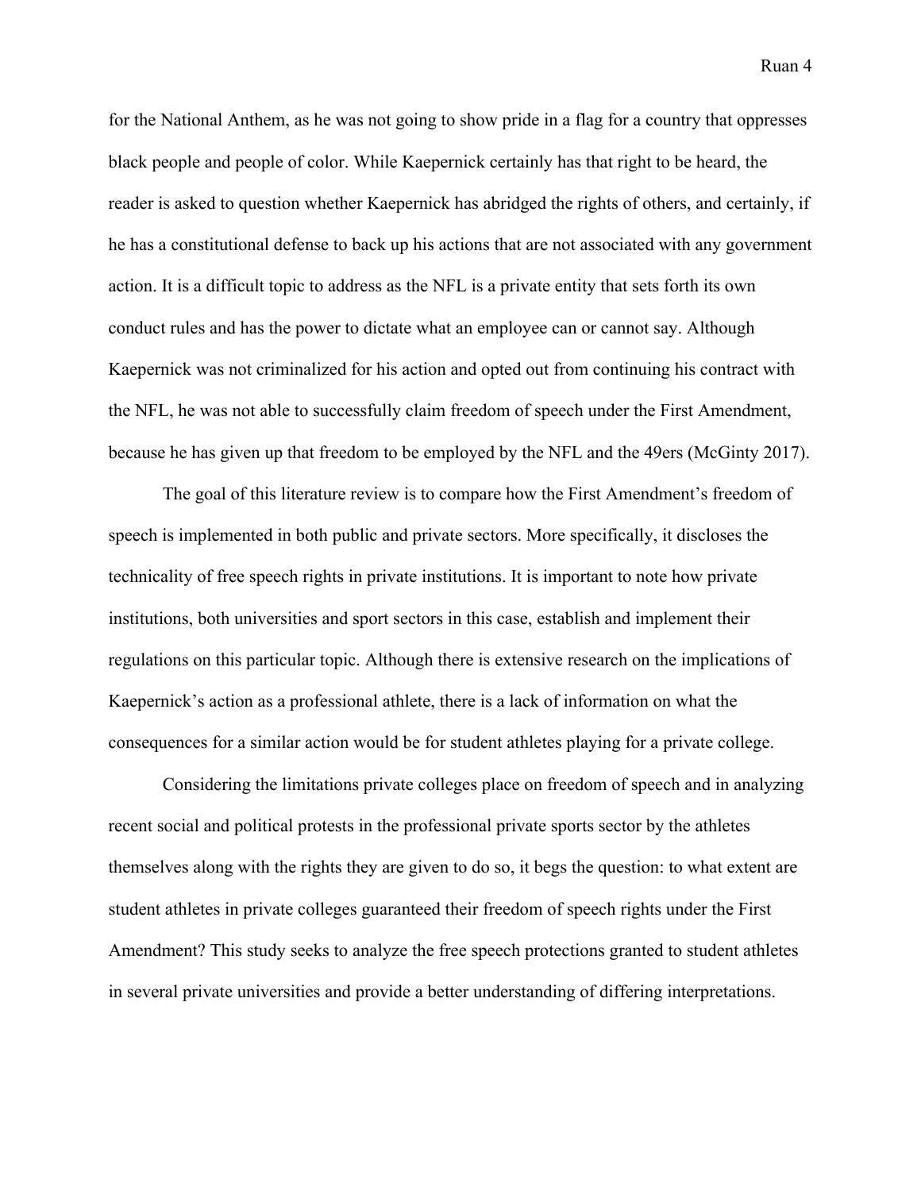for the National Anthem, as he was not going to show pride in a flag for a country that oppresses black people and people of color. While Kaepernick certainly has that right to be heard, the reader is asked to question whether Kaepernick has abridged the rights of others, and certainly, if he has a constitutional defense to back up his actions that are not associated with any government action. It is a difficult topic to address as the NFL is a private entity that sets forth its own conduct rules and has the power to dictate what an employee can or cannot say. Although Kaepernick was not criminalized for his action and opted out from continuing his contract with the NFL, he was not able to successfully claim freedom of speech under the First Amendment, because he has given up that freedom to be employed by the NFL and the 49ers (McGinty 2017).

The goal of this literature review is to compare how the First Amendment's freedom of speech is implemented in both public and private sectors. More specifically, it discloses the technicality of free speech rights in private institutions. It is important to note how private institutions, both universities and sport sectors in this case, establish and implement their regulations on this particular topic. Although there is extensive research on the implications of Kaepernick's action as a professional athlete, there is a lack of information on what the consequences for a similar action would be for student athletes playing for a private college.

Considering the limitations private colleges place on freedom of speech and in analyzing recent social and political protests in the professional private sports sector by the athletes themselves along with the rights they are given to do so, it begs the question: to what extent are student athletes in private colleges guaranteed their freedom of speech rights under the First Amendment? This study seeks to analyze the free speech protections granted to student athletes in several private universities and provide a better understanding of differing interpretations.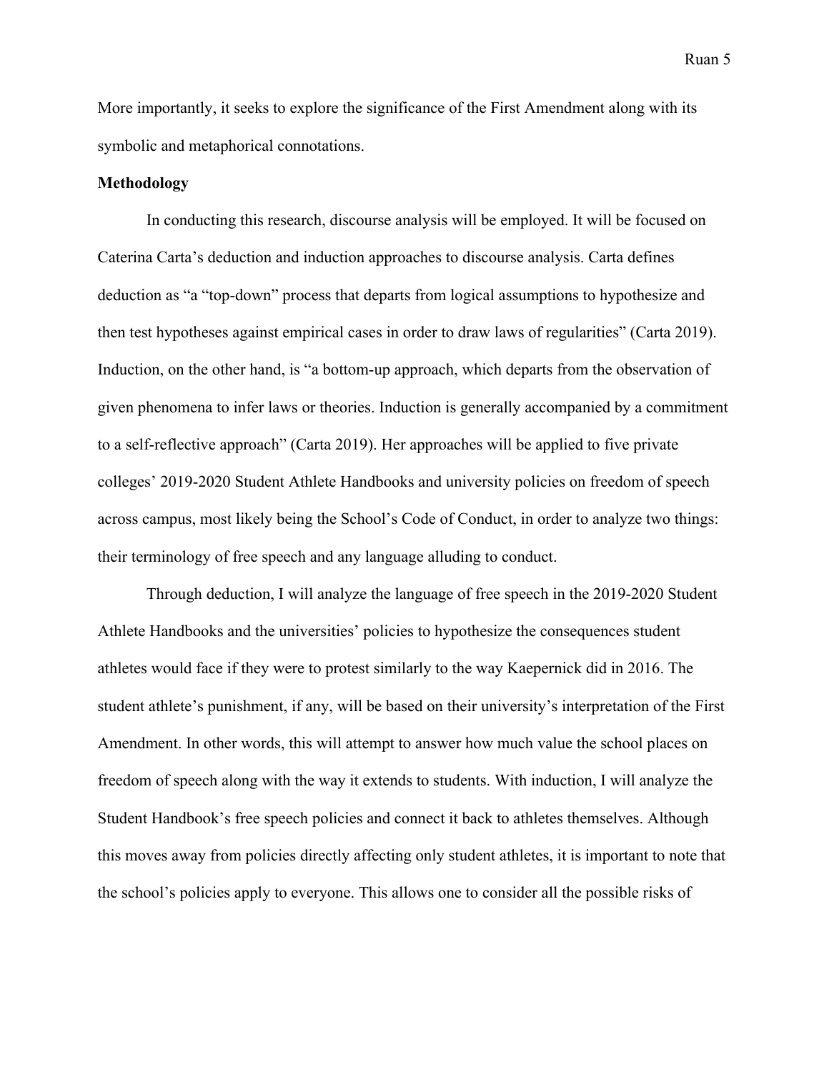More importantly, it seeks to explore the significance of the First Amendment along with its symbolic and metaphorical connotations.

**Methodology**

In conducting this research, discourse analysis will be employed. It will be focused on Caterina Carta's deduction and induction approaches to discourse analysis. Carta defines deduction as "a "top-down" process that departs from logical assumptions to hypothesize and then test hypotheses against empirical cases in order to draw laws of regularities" (Carta 2019). Induction, on the other hand, is "a bottom-up approach, which departs from the observation of given phenomena to infer laws or theories. Induction is generally accompanied by a commitment to a self-reflective approach" (Carta 2019). Her approaches will be applied to five private colleges' 2019-2020 Student Athlete Handbooks and university policies on freedom of speech across campus, most likely being the School's Code of Conduct, in order to analyze two things: their terminology of free speech and any language alluding to conduct.

Through deduction, I will analyze the language of free speech in the 2019-2020 Student Athlete Handbooks and the universities' policies to hypothesize the consequences student athletes would face if they were to protest similarly to the way Kaepernick did in 2016. The student athlete's punishment, if any, will be based on their university's interpretation of the First Amendment. In other words, this will attempt to answer how much value the school places on freedom of speech along with the way it extends to students. With induction, I will analyze the Student Handbook's free speech policies and connect it back to athletes themselves. Although this moves away from policies directly affecting only student athletes, it is important to note that the school's policies apply to everyone. This allows one to consider all the possible risks of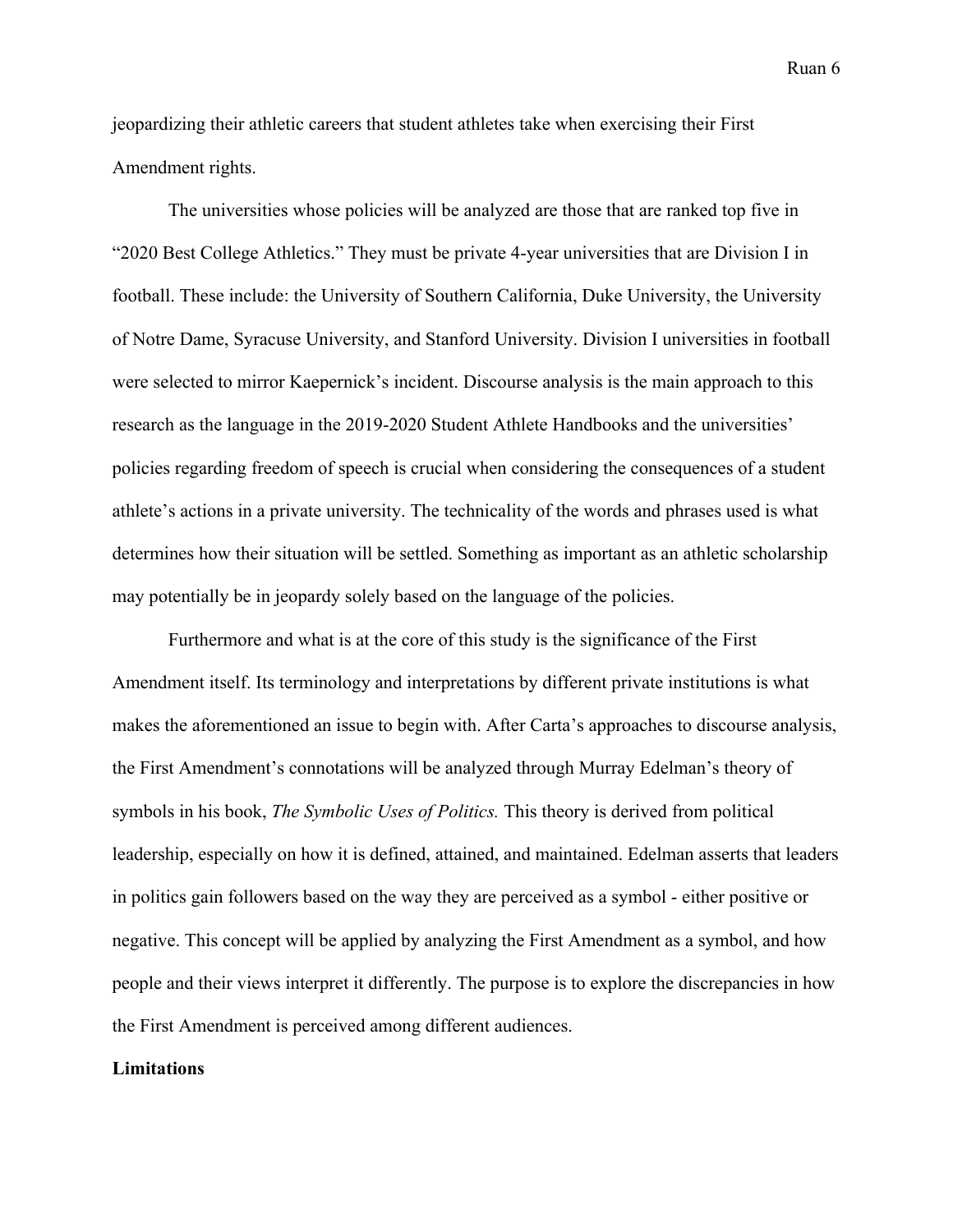jeopardizing their athletic careers that student athletes take when exercising their First Amendment rights.

The universities whose policies will be analyzed are those that are ranked top five in "2020 Best College Athletics." They must be private 4-year universities that are Division I in football. These include: the University of Southern California, Duke University, the University of Notre Dame, Syracuse University, and Stanford University. Division I universities in football were selected to mirror Kaepernick's incident. Discourse analysis is the main approach to this research as the language in the 2019-2020 Student Athlete Handbooks and the universities' policies regarding freedom of speech is crucial when considering the consequences of a student athlete's actions in a private university. The technicality of the words and phrases used is what determines how their situation will be settled. Something as important as an athletic scholarship may potentially be in jeopardy solely based on the language of the policies.

Furthermore and what is at the core of this study is the significance of the First Amendment itself. Its terminology and interpretations by different private institutions is what makes the aforementioned an issue to begin with. After Carta's approaches to discourse analysis, the First Amendment's connotations will be analyzed through Murray Edelman's theory of symbols in his book, *The Symbolic Uses of Politics.* This theory is derived from political leadership, especially on how it is defined, attained, and maintained. Edelman asserts that leaders in politics gain followers based on the way they are perceived as a symbol - either positive or negative. This concept will be applied by analyzing the First Amendment as a symbol, and how people and their views interpret it differently. The purpose is to explore the discrepancies in how the First Amendment is perceived among different audiences.

**Limitations**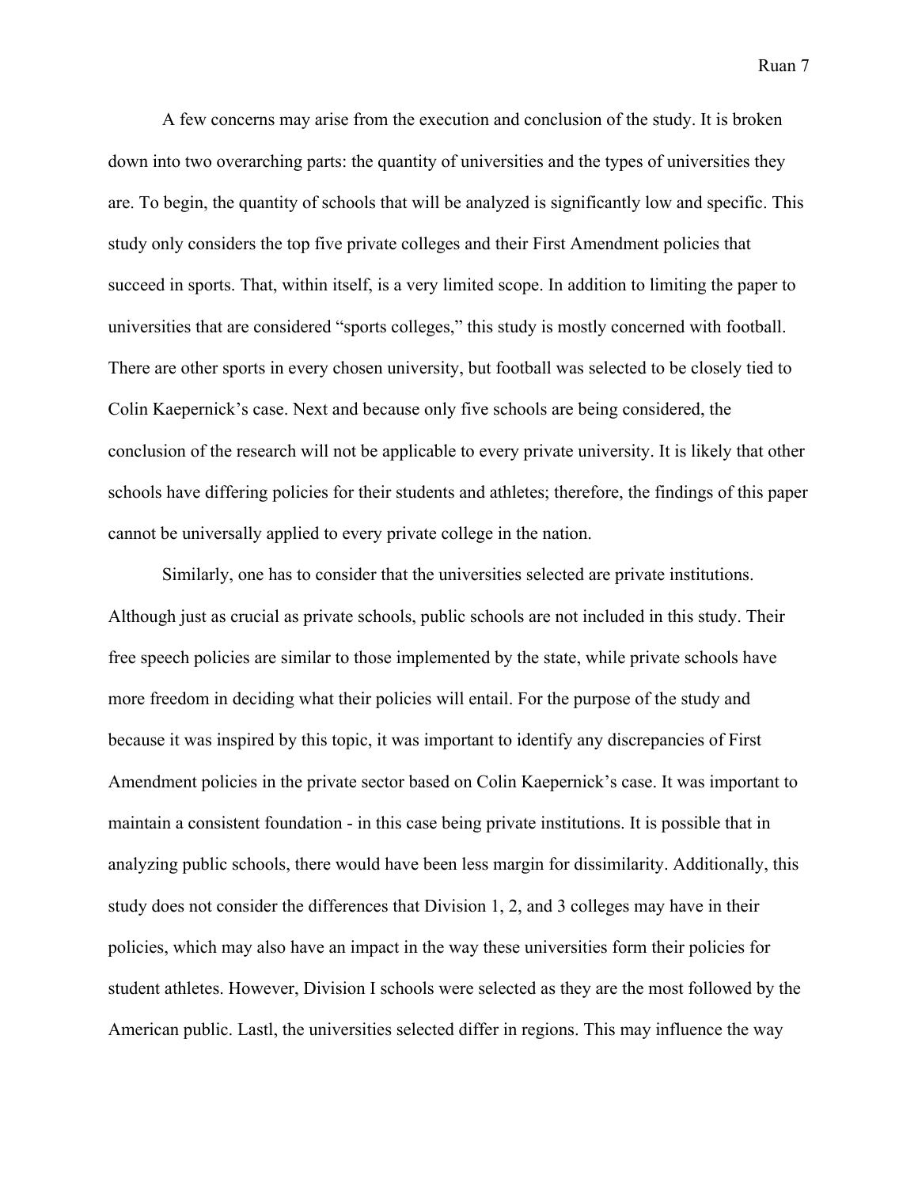A few concerns may arise from the execution and conclusion of the study. It is broken down into two overarching parts: the quantity of universities and the types of universities they are. To begin, the quantity of schools that will be analyzed is significantly low and specific. This study only considers the top five private colleges and their First Amendment policies that succeed in sports. That, within itself, is a very limited scope. In addition to limiting the paper to universities that are considered "sports colleges," this study is mostly concerned with football. There are other sports in every chosen university, but football was selected to be closely tied to Colin Kaepernick's case. Next and because only five schools are being considered, the conclusion of the research will not be applicable to every private university. It is likely that other schools have differing policies for their students and athletes; therefore, the findings of this paper cannot be universally applied to every private college in the nation.

Similarly, one has to consider that the universities selected are private institutions. Although just as crucial as private schools, public schools are not included in this study. Their free speech policies are similar to those implemented by the state, while private schools have more freedom in deciding what their policies will entail. For the purpose of the study and because it was inspired by this topic, it was important to identify any discrepancies of First Amendment policies in the private sector based on Colin Kaepernick's case. It was important to maintain a consistent foundation - in this case being private institutions. It is possible that in analyzing public schools, there would have been less margin for dissimilarity. Additionally, this study does not consider the differences that Division 1, 2, and 3 colleges may have in their policies, which may also have an impact in the way these universities form their policies for student athletes. However, Division I schools were selected as they are the most followed by the American public. Lastl, the universities selected differ in regions. This may influence the way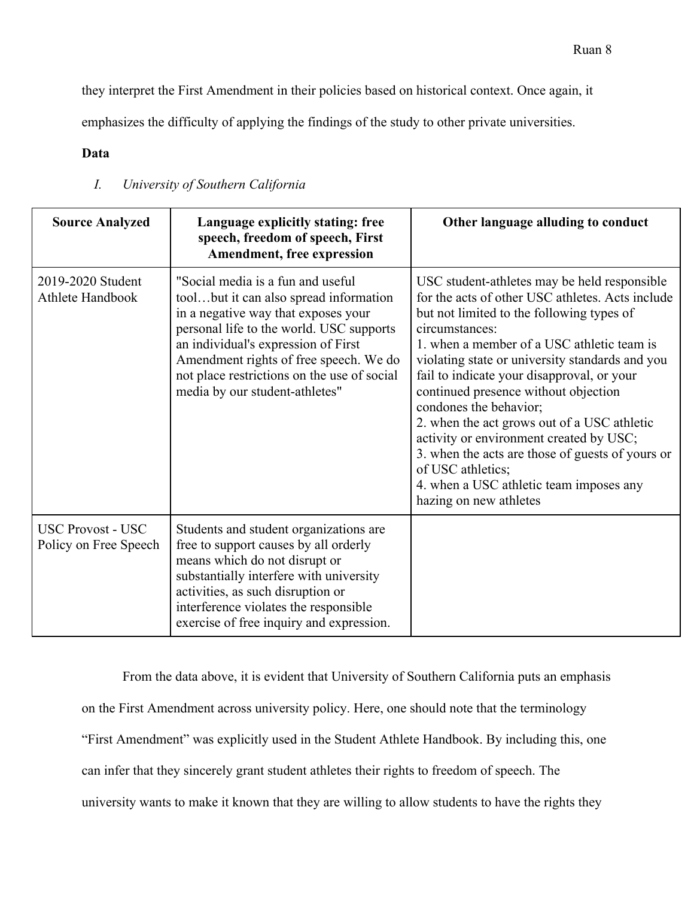they interpret the First Amendment in their policies based on historical context. Once again, it emphasizes the difficulty of applying the findings of the study to other private universities.

**Data**

*I. University of Southern California*

| Source Analyzed | Language explicitly stating: free speech, freedom of speech, First Amendment, free expression | Other language alluding to conduct |
|---|---|---|
| 2019-2020 Student Athlete Handbook | "Social media is a fun and useful tool…but it can also spread information in a negative way that exposes your personal life to the world. USC supports an individual's expression of First Amendment rights of free speech. We do not place restrictions on the use of social media by our student-athletes" | USC student-athletes may be held responsible for the acts of other USC athletes. Acts include but not limited to the following types of circumstances:<br>1. when a member of a USC athletic team is violating state or university standards and you fail to indicate your disapproval, or your continued presence without objection condones the behavior;<br>2. when the act grows out of a USC athletic activity or environment created by USC;<br>3. when the acts are those of guests of yours or of USC athletics;<br>4. when a USC athletic team imposes any hazing on new athletes |
| USC Provost - USC Policy on Free Speech | Students and student organizations are free to support causes by all orderly means which do not disrupt or substantially interfere with university activities, as such disruption or interference violates the responsible exercise of free inquiry and expression. | |

From the data above, it is evident that University of Southern California puts an emphasis on the First Amendment across university policy. Here, one should note that the terminology "First Amendment" was explicitly used in the Student Athlete Handbook. By including this, one can infer that they sincerely grant student athletes their rights to freedom of speech. The university wants to make it known that they are willing to allow students to have the rights they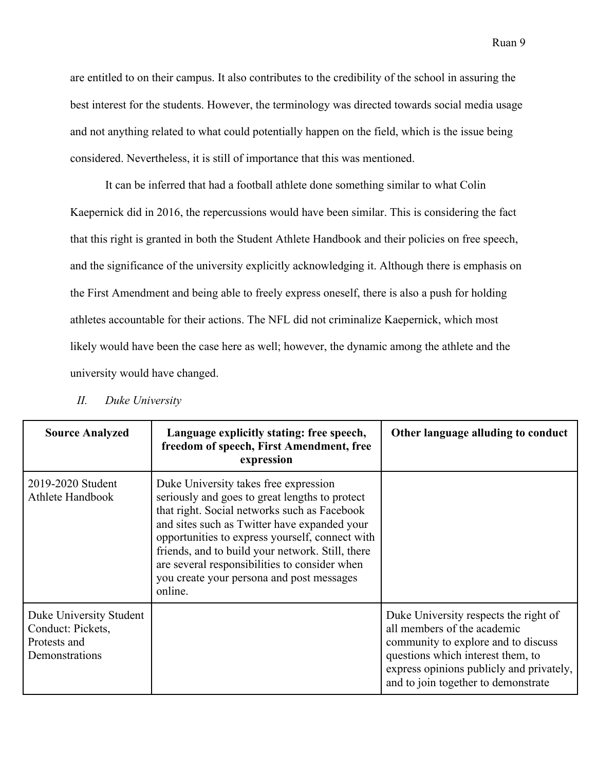are entitled to on their campus. It also contributes to the credibility of the school in assuring the best interest for the students. However, the terminology was directed towards social media usage and not anything related to what could potentially happen on the field, which is the issue being considered. Nevertheless, it is still of importance that this was mentioned.

It can be inferred that had a football athlete done something similar to what Colin Kaepernick did in 2016, the repercussions would have been similar. This is considering the fact that this right is granted in both the Student Athlete Handbook and their policies on free speech, and the significance of the university explicitly acknowledging it. Although there is emphasis on the First Amendment and being able to freely express oneself, there is also a push for holding athletes accountable for their actions. The NFL did not criminalize Kaepernick, which most likely would have been the case here as well; however, the dynamic among the athlete and the university would have changed.

*II. Duke University*

| Source Analyzed | Language explicitly stating: free speech, freedom of speech, First Amendment, free expression | Other language alluding to conduct |
|---|---|---|
| 2019-2020 Student Athlete Handbook | Duke University takes free expression seriously and goes to great lengths to protect that right. Social networks such as Facebook and sites such as Twitter have expanded your opportunities to express yourself, connect with friends, and to build your network. Still, there are several responsibilities to consider when you create your persona and post messages online. | |
| Duke University Student Conduct: Pickets, Protests and Demonstrations | | Duke University respects the right of all members of the academic community to explore and to discuss questions which interest them, to express opinions publicly and privately, and to join together to demonstrate |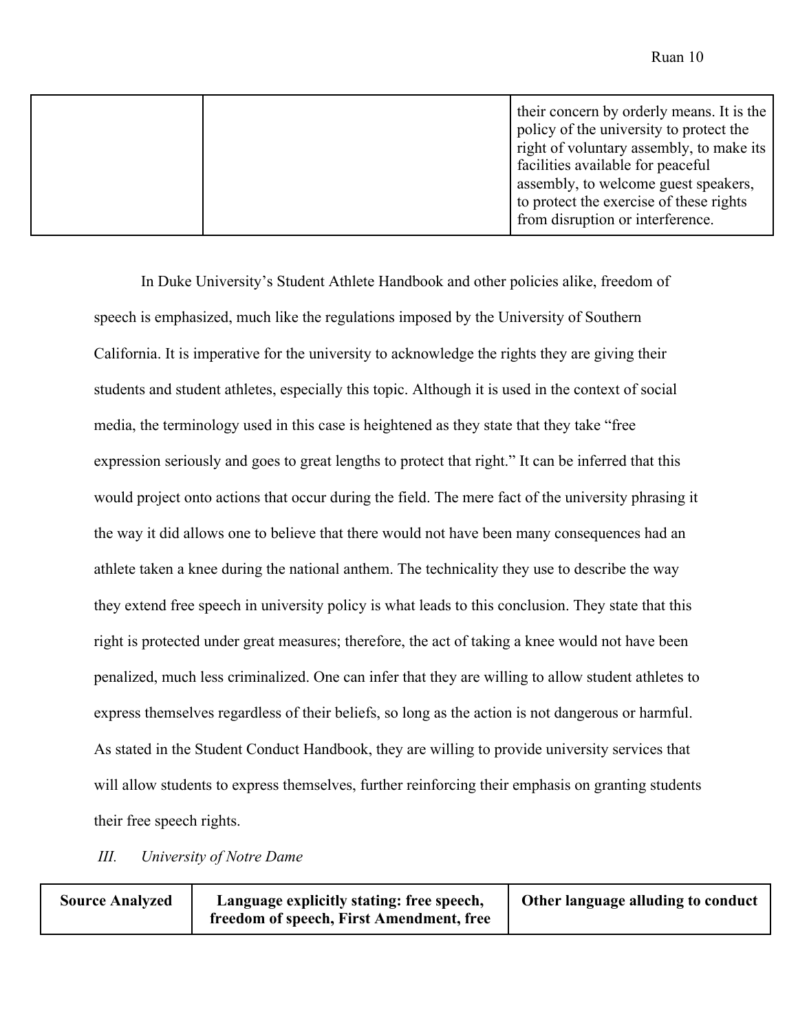| | | their concern by orderly means. It is the policy of the university to protect the right of voluntary assembly, to make its facilities available for peaceful assembly, to welcome guest speakers, to protect the exercise of these rights from disruption or interference. |
|---|---|---|

In Duke University's Student Athlete Handbook and other policies alike, freedom of speech is emphasized, much like the regulations imposed by the University of Southern California. It is imperative for the university to acknowledge the rights they are giving their students and student athletes, especially this topic. Although it is used in the context of social media, the terminology used in this case is heightened as they state that they take "free expression seriously and goes to great lengths to protect that right." It can be inferred that this would project onto actions that occur during the field. The mere fact of the university phrasing it the way it did allows one to believe that there would not have been many consequences had an athlete taken a knee during the national anthem. The technicality they use to describe the way they extend free speech in university policy is what leads to this conclusion. They state that this right is protected under great measures; therefore, the act of taking a knee would not have been penalized, much less criminalized. One can infer that they are willing to allow student athletes to express themselves regardless of their beliefs, so long as the action is not dangerous or harmful. As stated in the Student Conduct Handbook, they are willing to provide university services that will allow students to express themselves, further reinforcing their emphasis on granting students their free speech rights.

*III. University of Notre Dame*

| Source Analyzed | Language explicitly stating: free speech, freedom of speech, First Amendment, free | Other language alluding to conduct |
|---|---|---|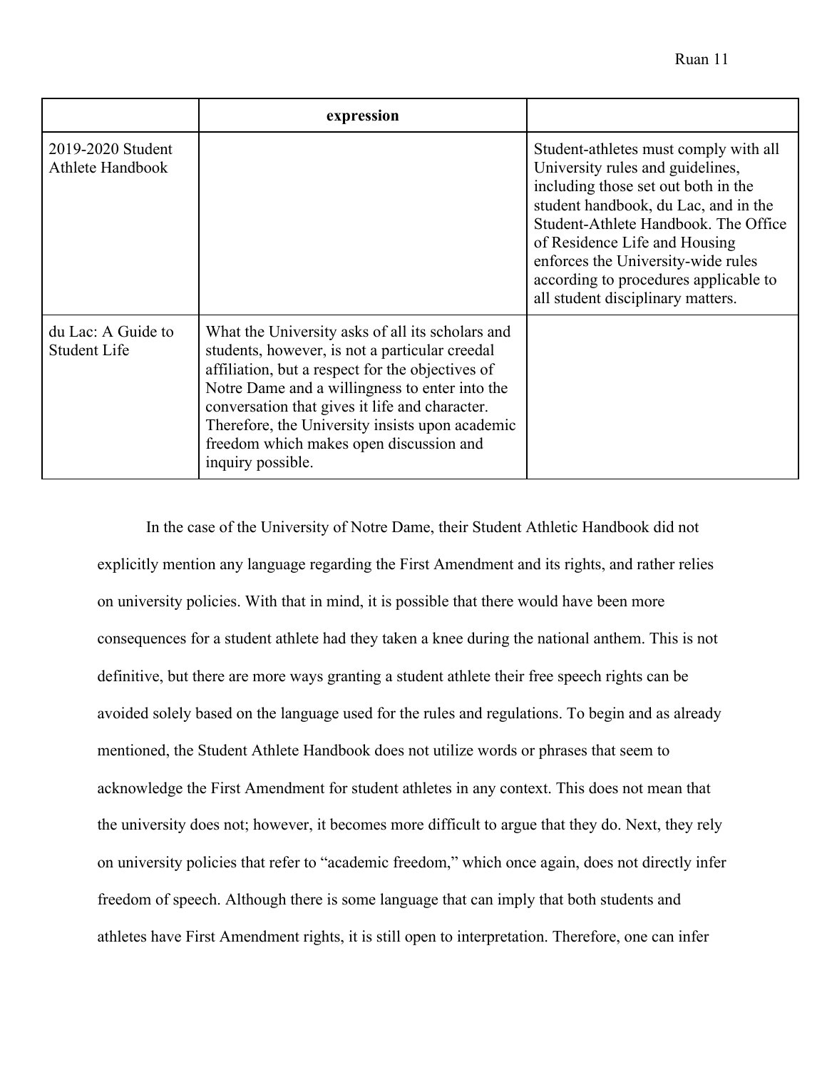| | expression | |
|---|---|---|
| 2019-2020 Student Athlete Handbook | | Student-athletes must comply with all University rules and guidelines, including those set out both in the student handbook, du Lac, and in the Student-Athlete Handbook. The Office of Residence Life and Housing enforces the University-wide rules according to procedures applicable to all student disciplinary matters. |
| du Lac: A Guide to Student Life | What the University asks of all its scholars and students, however, is not a particular creedal affiliation, but a respect for the objectives of Notre Dame and a willingness to enter into the conversation that gives it life and character. Therefore, the University insists upon academic freedom which makes open discussion and inquiry possible. | |

In the case of the University of Notre Dame, their Student Athletic Handbook did not explicitly mention any language regarding the First Amendment and its rights, and rather relies on university policies. With that in mind, it is possible that there would have been more consequences for a student athlete had they taken a knee during the national anthem. This is not definitive, but there are more ways granting a student athlete their free speech rights can be avoided solely based on the language used for the rules and regulations. To begin and as already mentioned, the Student Athlete Handbook does not utilize words or phrases that seem to acknowledge the First Amendment for student athletes in any context. This does not mean that the university does not; however, it becomes more difficult to argue that they do. Next, they rely on university policies that refer to "academic freedom," which once again, does not directly infer freedom of speech. Although there is some language that can imply that both students and athletes have First Amendment rights, it is still open to interpretation. Therefore, one can infer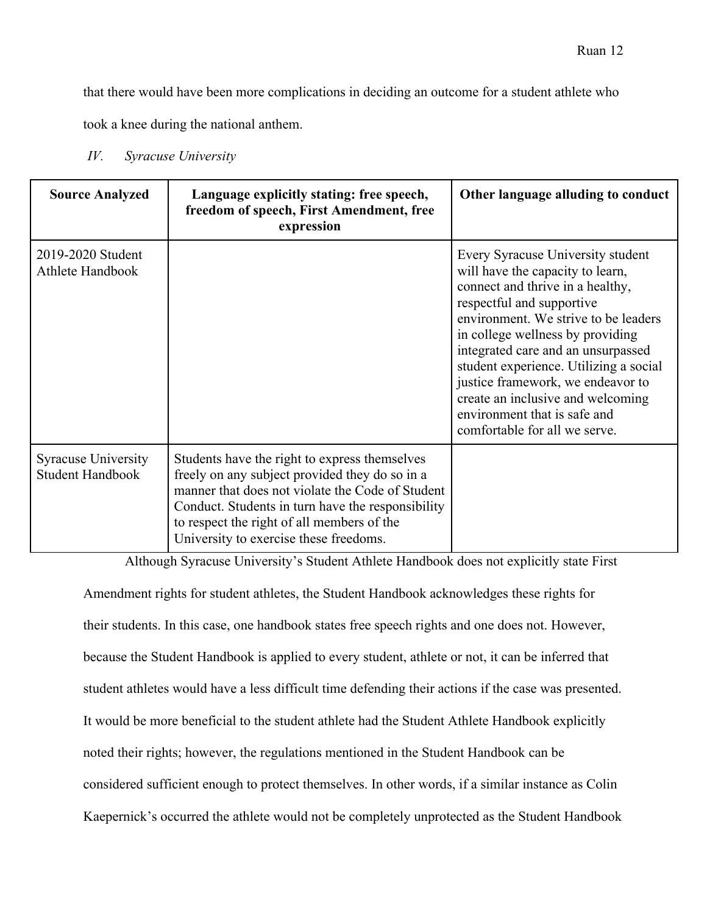that there would have been more complications in deciding an outcome for a student athlete who took a knee during the national anthem.

### *IV. Syracuse University*

| Source Analyzed | Language explicitly stating: free speech, freedom of speech, First Amendment, free expression | Other language alluding to conduct |
|---|---|---|
| 2019-2020 Student Athlete Handbook | | Every Syracuse University student will have the capacity to learn, connect and thrive in a healthy, respectful and supportive environment. We strive to be leaders in college wellness by providing integrated care and an unsurpassed student experience. Utilizing a social justice framework, we endeavor to create an inclusive and welcoming environment that is safe and comfortable for all we serve. |
| Syracuse University Student Handbook | Students have the right to express themselves freely on any subject provided they do so in a manner that does not violate the Code of Student Conduct. Students in turn have the responsibility to respect the right of all members of the University to exercise these freedoms. | |

Although Syracuse University's Student Athlete Handbook does not explicitly state First Amendment rights for student athletes, the Student Handbook acknowledges these rights for their students. In this case, one handbook states free speech rights and one does not. However, because the Student Handbook is applied to every student, athlete or not, it can be inferred that student athletes would have a less difficult time defending their actions if the case was presented. It would be more beneficial to the student athlete had the Student Athlete Handbook explicitly noted their rights; however, the regulations mentioned in the Student Handbook can be considered sufficient enough to protect themselves. In other words, if a similar instance as Colin Kaepernick's occurred the athlete would not be completely unprotected as the Student Handbook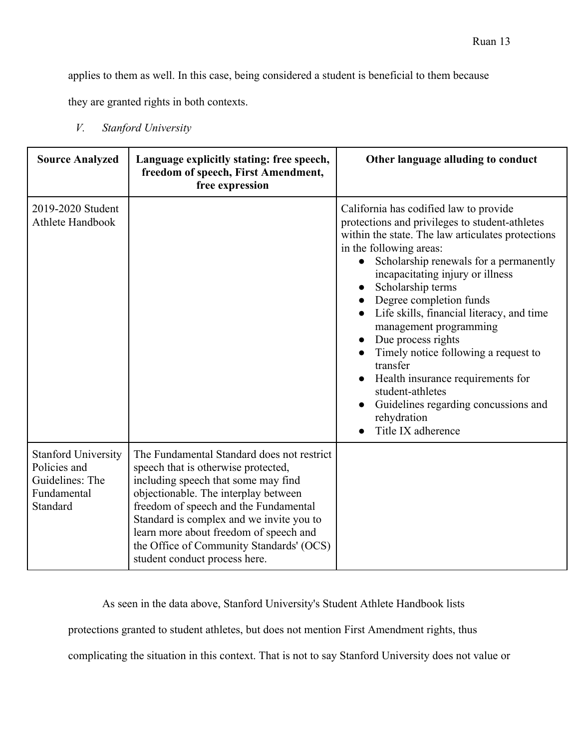applies to them as well. In this case, being considered a student is beneficial to them because they are granted rights in both contexts.

### *V. Stanford University*

| Source Analyzed | Language explicitly stating: free speech, freedom of speech, First Amendment, free expression | Other language alluding to conduct |
| --- | --- | --- |
| 2019-2020 Student Athlete Handbook | | California has codified law to provide protections and privileges to student-athletes within the state. The law articulates protections in the following areas: <br>● Scholarship renewals for a permanently incapacitating injury or illness <br>● Scholarship terms <br>● Degree completion funds <br>● Life skills, financial literacy, and time management programming <br>● Due process rights <br>● Timely notice following a request to transfer <br>● Health insurance requirements for student-athletes <br>● Guidelines regarding concussions and rehydration <br>● Title IX adherence |
| Stanford University Policies and Guidelines: The Fundamental Standard | The Fundamental Standard does not restrict speech that is otherwise protected, including speech that some may find objectionable. The interplay between freedom of speech and the Fundamental Standard is complex and we invite you to learn more about freedom of speech and the Office of Community Standards' (OCS) student conduct process here. | |

As seen in the data above, Stanford University's Student Athlete Handbook lists protections granted to student athletes, but does not mention First Amendment rights, thus complicating the situation in this context. That is not to say Stanford University does not value or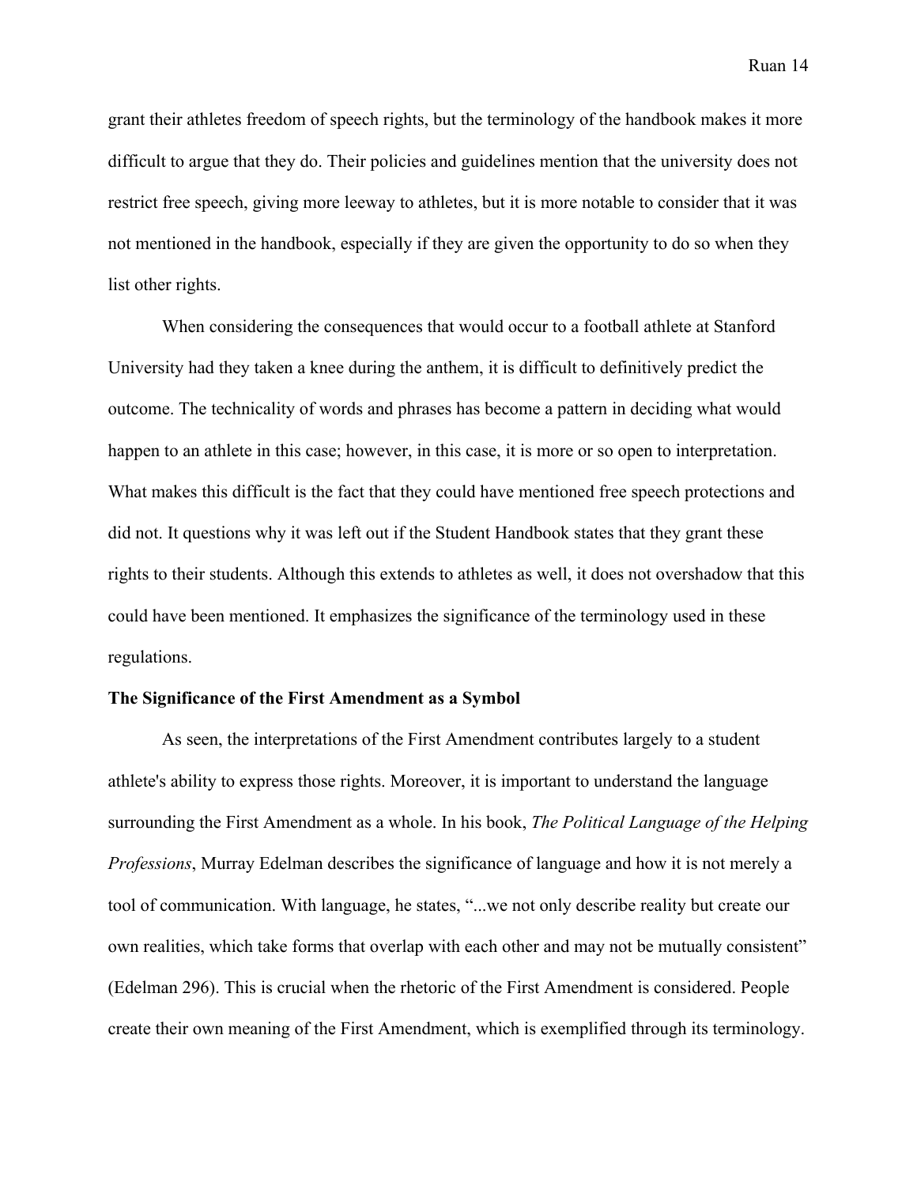grant their athletes freedom of speech rights, but the terminology of the handbook makes it more difficult to argue that they do. Their policies and guidelines mention that the university does not restrict free speech, giving more leeway to athletes, but it is more notable to consider that it was not mentioned in the handbook, especially if they are given the opportunity to do so when they list other rights.

When considering the consequences that would occur to a football athlete at Stanford University had they taken a knee during the anthem, it is difficult to definitively predict the outcome. The technicality of words and phrases has become a pattern in deciding what would happen to an athlete in this case; however, in this case, it is more or so open to interpretation. What makes this difficult is the fact that they could have mentioned free speech protections and did not. It questions why it was left out if the Student Handbook states that they grant these rights to their students. Although this extends to athletes as well, it does not overshadow that this could have been mentioned. It emphasizes the significance of the terminology used in these regulations.

**The Significance of the First Amendment as a Symbol**

As seen, the interpretations of the First Amendment contributes largely to a student athlete's ability to express those rights. Moreover, it is important to understand the language surrounding the First Amendment as a whole. In his book, *The Political Language of the Helping Professions*, Murray Edelman describes the significance of language and how it is not merely a tool of communication. With language, he states, "...we not only describe reality but create our own realities, which take forms that overlap with each other and may not be mutually consistent" (Edelman 296). This is crucial when the rhetoric of the First Amendment is considered. People create their own meaning of the First Amendment, which is exemplified through its terminology.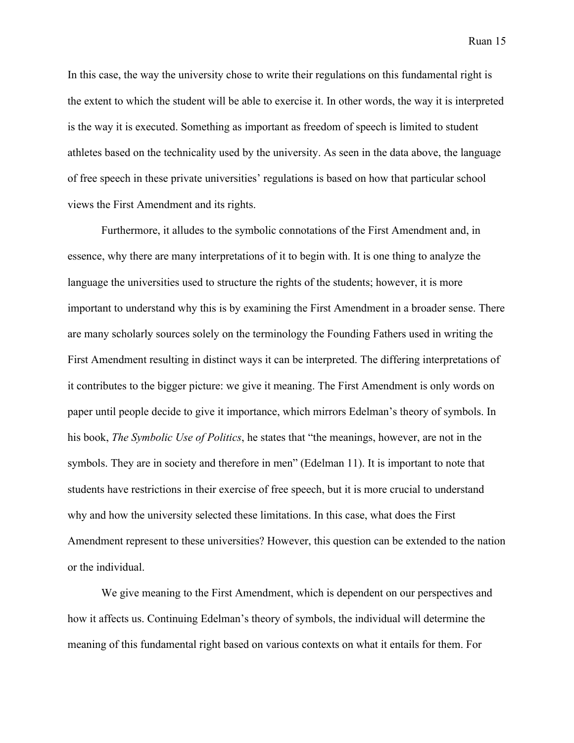In this case, the way the university chose to write their regulations on this fundamental right is the extent to which the student will be able to exercise it. In other words, the way it is interpreted is the way it is executed. Something as important as freedom of speech is limited to student athletes based on the technicality used by the university. As seen in the data above, the language of free speech in these private universities' regulations is based on how that particular school views the First Amendment and its rights.

Furthermore, it alludes to the symbolic connotations of the First Amendment and, in essence, why there are many interpretations of it to begin with. It is one thing to analyze the language the universities used to structure the rights of the students; however, it is more important to understand why this is by examining the First Amendment in a broader sense. There are many scholarly sources solely on the terminology the Founding Fathers used in writing the First Amendment resulting in distinct ways it can be interpreted. The differing interpretations of it contributes to the bigger picture: we give it meaning. The First Amendment is only words on paper until people decide to give it importance, which mirrors Edelman's theory of symbols. In his book, *The Symbolic Use of Politics*, he states that "the meanings, however, are not in the symbols. They are in society and therefore in men" (Edelman 11). It is important to note that students have restrictions in their exercise of free speech, but it is more crucial to understand why and how the university selected these limitations. In this case, what does the First Amendment represent to these universities? However, this question can be extended to the nation or the individual.

We give meaning to the First Amendment, which is dependent on our perspectives and how it affects us. Continuing Edelman's theory of symbols, the individual will determine the meaning of this fundamental right based on various contexts on what it entails for them. For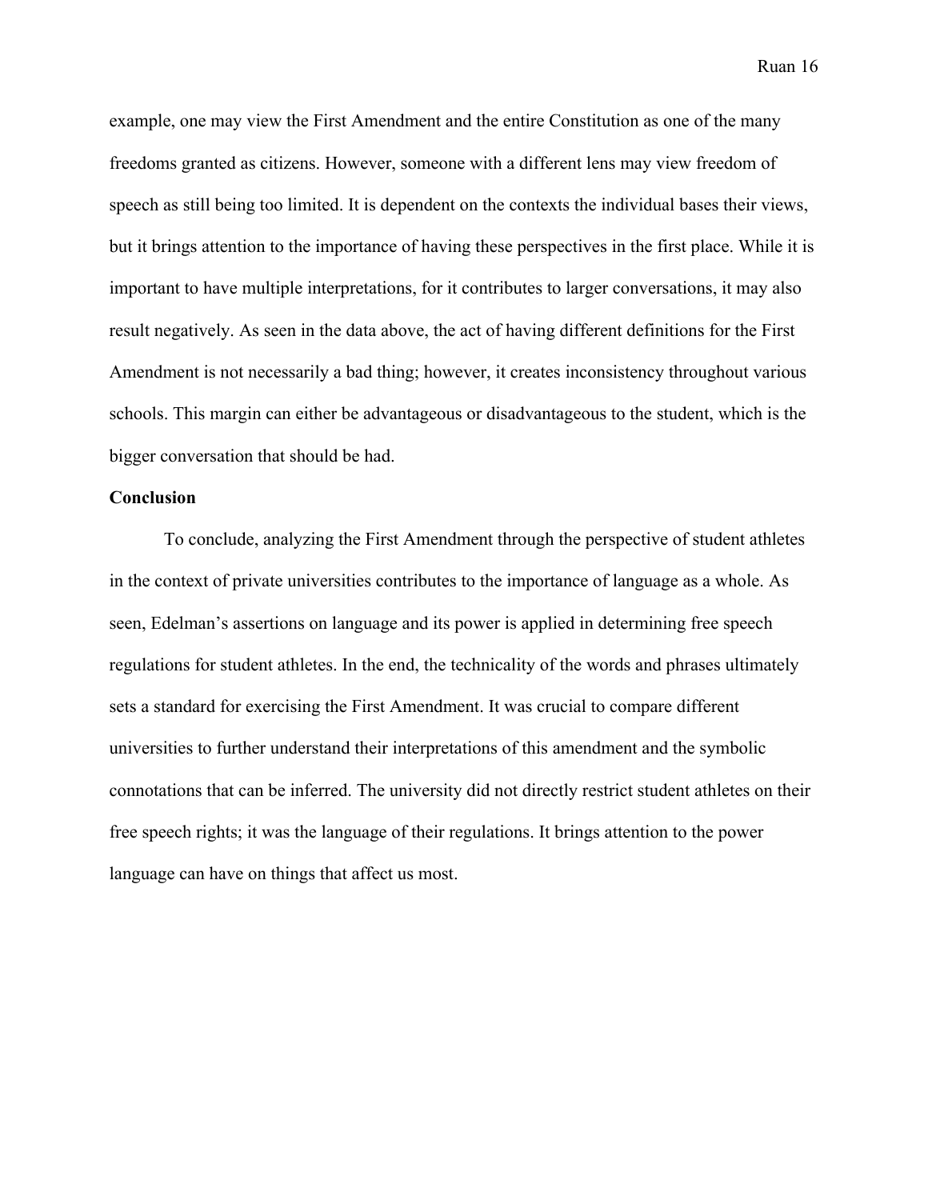example, one may view the First Amendment and the entire Constitution as one of the many freedoms granted as citizens. However, someone with a different lens may view freedom of speech as still being too limited. It is dependent on the contexts the individual bases their views, but it brings attention to the importance of having these perspectives in the first place. While it is important to have multiple interpretations, for it contributes to larger conversations, it may also result negatively. As seen in the data above, the act of having different definitions for the First Amendment is not necessarily a bad thing; however, it creates inconsistency throughout various schools. This margin can either be advantageous or disadvantageous to the student, which is the bigger conversation that should be had.

**Conclusion**

To conclude, analyzing the First Amendment through the perspective of student athletes in the context of private universities contributes to the importance of language as a whole. As seen, Edelman's assertions on language and its power is applied in determining free speech regulations for student athletes. In the end, the technicality of the words and phrases ultimately sets a standard for exercising the First Amendment. It was crucial to compare different universities to further understand their interpretations of this amendment and the symbolic connotations that can be inferred. The university did not directly restrict student athletes on their free speech rights; it was the language of their regulations. It brings attention to the power language can have on things that affect us most.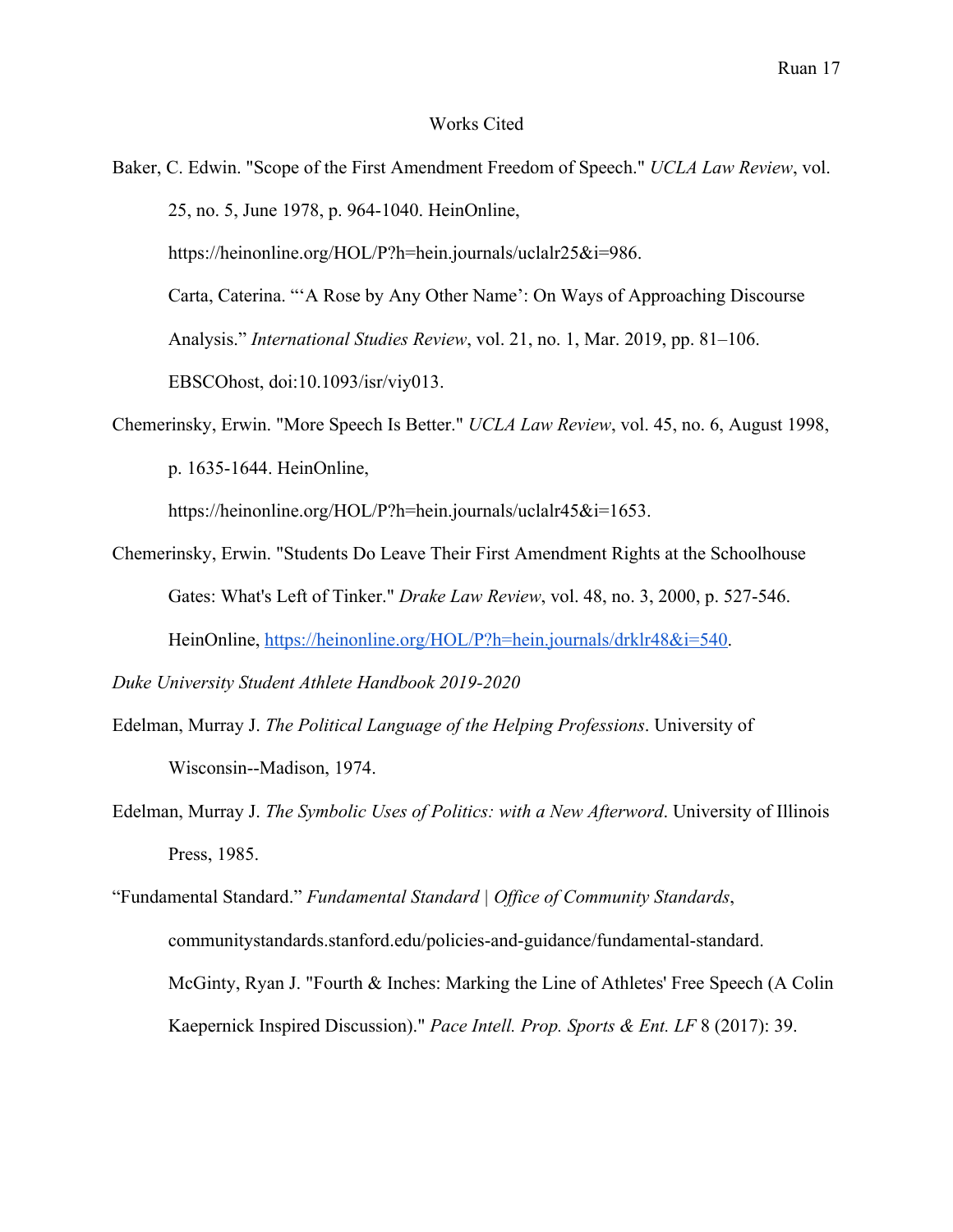# Works Cited

Baker, C. Edwin. "Scope of the First Amendment Freedom of Speech." *UCLA Law Review*, vol. 25, no. 5, June 1978, p. 964-1040. HeinOnline, https://heinonline.org/HOL/P?h=hein.journals/uclalr25&i=986.

Carta, Caterina. "'A Rose by Any Other Name': On Ways of Approaching Discourse Analysis." *International Studies Review*, vol. 21, no. 1, Mar. 2019, pp. 81–106. EBSCOhost, doi:10.1093/isr/viy013.

Chemerinsky, Erwin. "More Speech Is Better." *UCLA Law Review*, vol. 45, no. 6, August 1998, p. 1635-1644. HeinOnline, https://heinonline.org/HOL/P?h=hein.journals/uclalr45&i=1653.

Chemerinsky, Erwin. "Students Do Leave Their First Amendment Rights at the Schoolhouse Gates: What's Left of Tinker." *Drake Law Review*, vol. 48, no. 3, 2000, p. 527-546. HeinOnline, https://heinonline.org/HOL/P?h=hein.journals/drklr48&i=540.

*Duke University Student Athlete Handbook 2019-2020*

Edelman, Murray J. *The Political Language of the Helping Professions*. University of Wisconsin--Madison, 1974.

Edelman, Murray J. *The Symbolic Uses of Politics: with a New Afterword*. University of Illinois Press, 1985.

"Fundamental Standard." *Fundamental Standard | Office of Community Standards*, communitystandards.stanford.edu/policies-and-guidance/fundamental-standard.

McGinty, Ryan J. "Fourth & Inches: Marking the Line of Athletes' Free Speech (A Colin Kaepernick Inspired Discussion)." *Pace Intell. Prop. Sports & Ent. LF* 8 (2017): 39.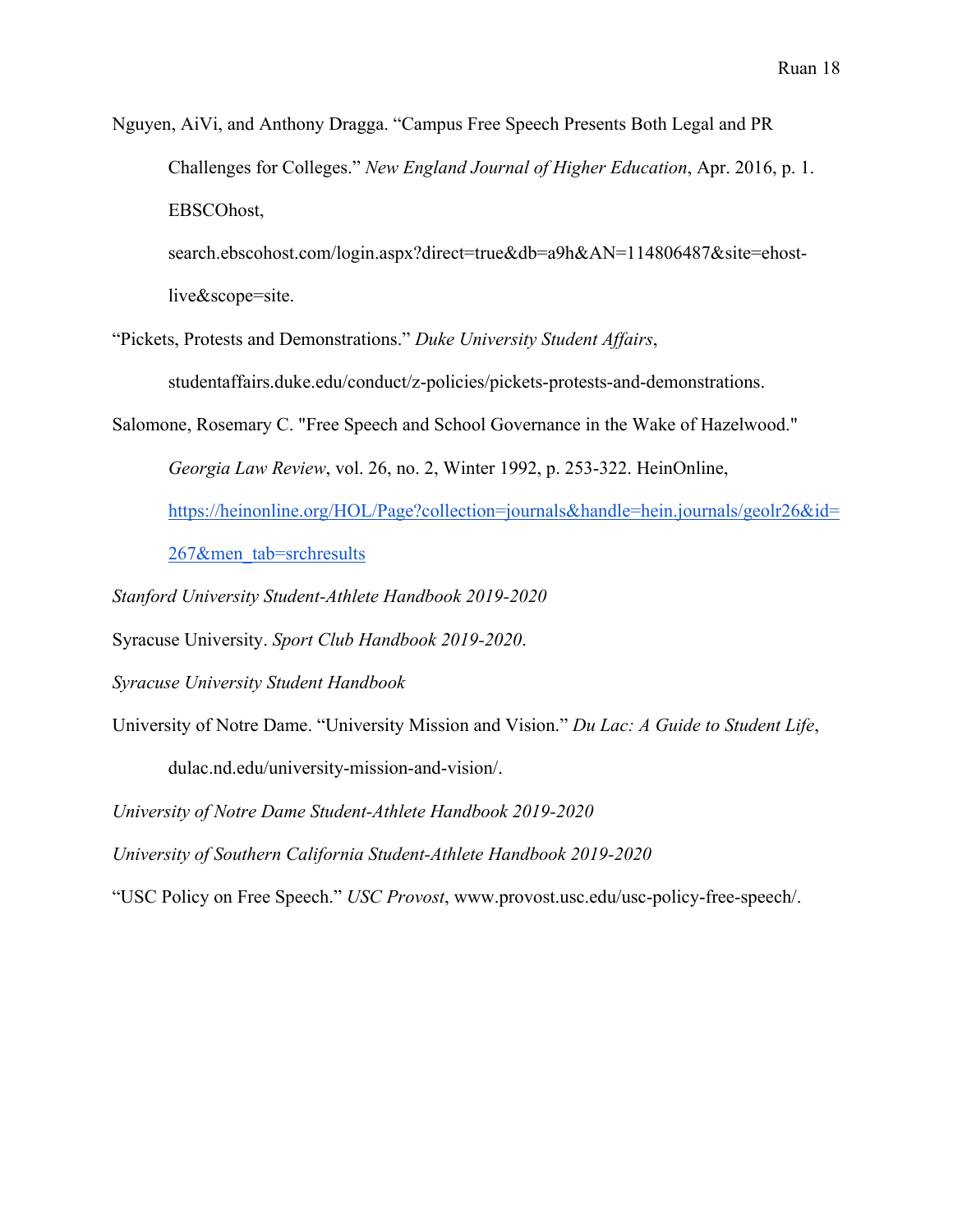Nguyen, AiVi, and Anthony Dragga. "Campus Free Speech Presents Both Legal and PR Challenges for Colleges." *New England Journal of Higher Education*, Apr. 2016, p. 1. EBSCOhost, search.ebscohost.com/login.aspx?direct=true&db=a9h&AN=114806487&site=ehost-live&scope=site.

"Pickets, Protests and Demonstrations." *Duke University Student Affairs*, studentaffairs.duke.edu/conduct/z-policies/pickets-protests-and-demonstrations.

Salomone, Rosemary C. "Free Speech and School Governance in the Wake of Hazelwood." *Georgia Law Review*, vol. 26, no. 2, Winter 1992, p. 253-322. HeinOnline, https://heinonline.org/HOL/Page?collection=journals&handle=hein.journals/geolr26&id=267&men_tab=srchresults

*Stanford University Student-Athlete Handbook 2019-2020*

Syracuse University. *Sport Club Handbook 2019-2020*.

*Syracuse University Student Handbook*

University of Notre Dame. "University Mission and Vision." *Du Lac: A Guide to Student Life*, dulac.nd.edu/university-mission-and-vision/.

*University of Notre Dame Student-Athlete Handbook 2019-2020*

*University of Southern California Student-Athlete Handbook 2019-2020*

"USC Policy on Free Speech." *USC Provost*, www.provost.usc.edu/usc-policy-free-speech/.